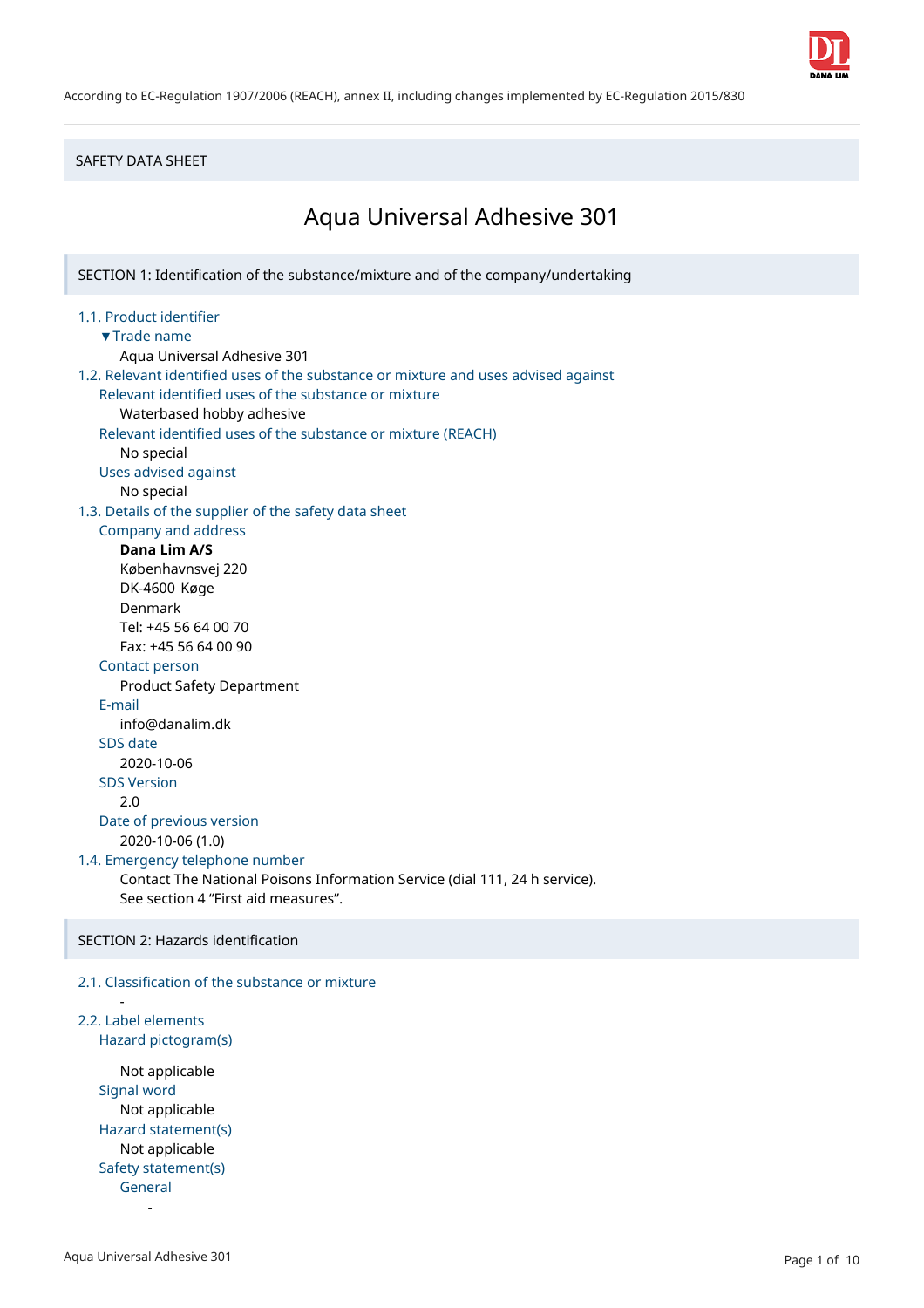According to EC-Regulation 1907/2006 (REACH), annex II, including changes implemented by EC-Regulation 2015/830

SAFETY DATA SHEET

# Aqua Universal Adhesive 301

## SECTION 1: Identification of the substance/mixture and of the company/undertaking

### 1.1. Product identifier

▼Trade name

Aqua Universal Adhesive 301

### 1.2. Relevant identified uses of the substance or mixture and uses advised against

Relevant identified uses of the substance or mixture

Waterbased hobby adhesive

Relevant identified uses of the substance or mixture (REACH)

No special

Uses advised against

No special

### 1.3. Details of the supplier of the safety data sheet

Company and address

**Dana Lim A/S**
Københavnsvej 220
DK-4600 Køge
Denmark
Tel: +45 56 64 00 70
Fax: +45 56 64 00 90

Contact person

Product Safety Department

E-mail

info@danalim.dk

SDS date

2020-10-06

SDS Version

2.0

Date of previous version

2020-10-06 (1.0)

### 1.4. Emergency telephone number

Contact The National Poisons Information Service (dial 111, 24 h service).
See section 4 "First aid measures".

## SECTION 2: Hazards identification

### 2.1. Classification of the substance or mixture

-

### 2.2. Label elements

Hazard pictogram(s)

Not applicable

Signal word

Not applicable

Hazard statement(s)

Not applicable

Safety statement(s)

General

-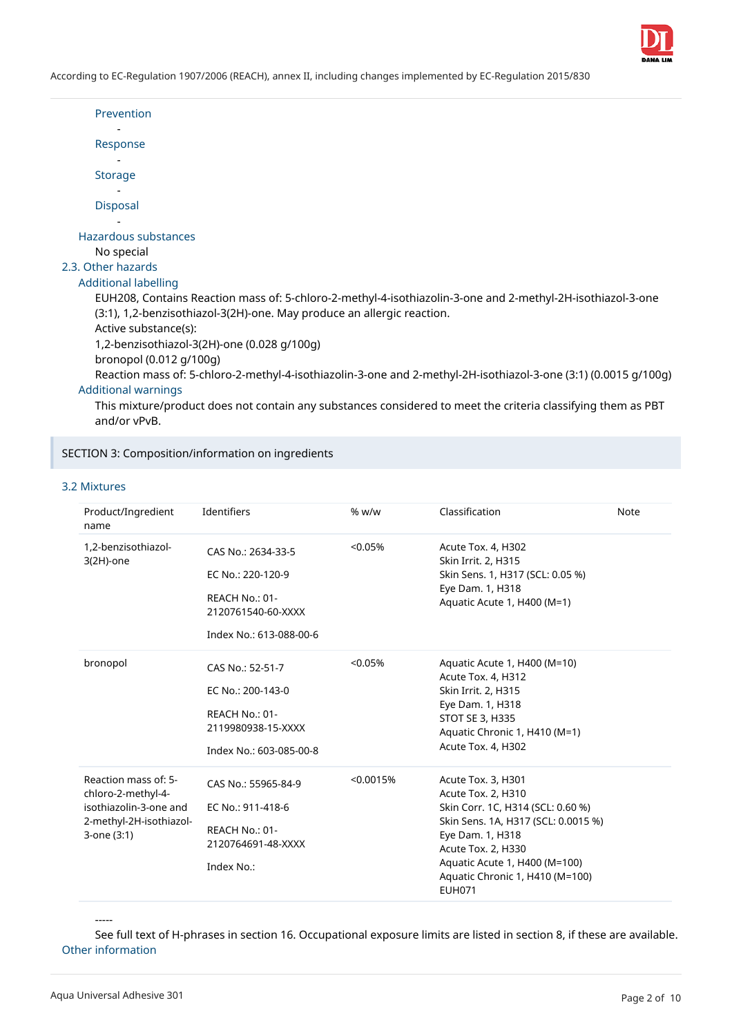#### Prevention

-

#### Response

-

#### Storage

-

#### Disposal

-

### Hazardous substances

No special

## 2.3. Other hazards

### Additional labelling

EUH208, Contains Reaction mass of: 5-chloro-2-methyl-4-isothiazolin-3-one and 2-methyl-2H-isothiazol-3-one (3:1), 1,2-benzisothiazol-3(2H)-one. May produce an allergic reaction.

Active substance(s):

1,2-benzisothiazol-3(2H)-one (0.028 g/100g)

bronopol (0.012 g/100g)

Reaction mass of: 5-chloro-2-methyl-4-isothiazolin-3-one and 2-methyl-2H-isothiazol-3-one (3:1) (0.0015 g/100g)

### Additional warnings

This mixture/product does not contain any substances considered to meet the criteria classifying them as PBT and/or vPvB.

# SECTION 3: Composition/information on ingredients

## 3.2 Mixtures

| Product/Ingredient name | Identifiers | % w/w | Classification | Note |
|---|---|---|---|---|
| 1,2-benzisothiazol-3(2H)-one | CAS No.: 2634-33-5<br>EC No.: 220-120-9<br>REACH No.: 01-2120761540-60-XXXX<br>Index No.: 613-088-00-6 | <0.05% | Acute Tox. 4, H302<br>Skin Irrit. 2, H315<br>Skin Sens. 1, H317 (SCL: 0.05 %)<br>Eye Dam. 1, H318<br>Aquatic Acute 1, H400 (M=1) | |
| bronopol | CAS No.: 52-51-7<br>EC No.: 200-143-0<br>REACH No.: 01-2119980938-15-XXXX<br>Index No.: 603-085-00-8 | <0.05% | Aquatic Acute 1, H400 (M=10)<br>Acute Tox. 4, H312<br>Skin Irrit. 2, H315<br>Eye Dam. 1, H318<br>STOT SE 3, H335<br>Aquatic Chronic 1, H410 (M=1)<br>Acute Tox. 4, H302 | |
| Reaction mass of: 5-chloro-2-methyl-4-isothiazolin-3-one and 2-methyl-2H-isothiazol-3-one (3:1) | CAS No.: 55965-84-9<br>EC No.: 911-418-6<br>REACH No.: 01-2120764691-48-XXXX<br>Index No.: | <0.0015% | Acute Tox. 3, H301<br>Acute Tox. 2, H310<br>Skin Corr. 1C, H314 (SCL: 0.60 %)<br>Skin Sens. 1A, H317 (SCL: 0.0015 %)<br>Eye Dam. 1, H318<br>Acute Tox. 2, H330<br>Aquatic Acute 1, H400 (M=100)<br>Aquatic Chronic 1, H410 (M=100)<br>EUH071 | |

-----

See full text of H-phrases in section 16. Occupational exposure limits are listed in section 8, if these are available.

### Other information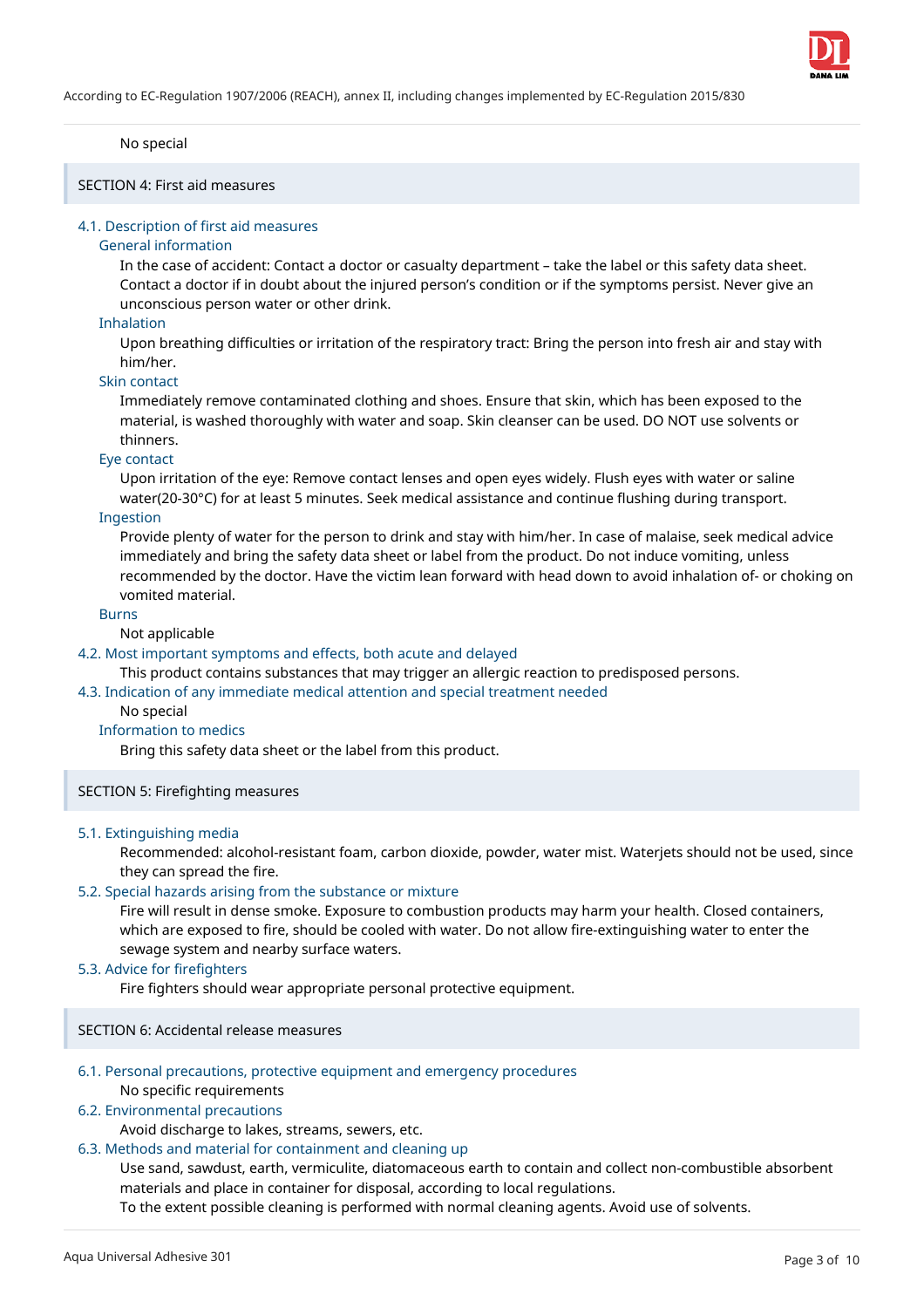No special

## SECTION 4: First aid measures

### 4.1. Description of first aid measures

#### General information

In the case of accident: Contact a doctor or casualty department – take the label or this safety data sheet. Contact a doctor if in doubt about the injured person's condition or if the symptoms persist. Never give an unconscious person water or other drink.

#### Inhalation

Upon breathing difficulties or irritation of the respiratory tract: Bring the person into fresh air and stay with him/her.

#### Skin contact

Immediately remove contaminated clothing and shoes. Ensure that skin, which has been exposed to the material, is washed thoroughly with water and soap. Skin cleanser can be used. DO NOT use solvents or thinners.

#### Eye contact

Upon irritation of the eye: Remove contact lenses and open eyes widely. Flush eyes with water or saline water(20-30°C) for at least 5 minutes. Seek medical assistance and continue flushing during transport.

#### Ingestion

Provide plenty of water for the person to drink and stay with him/her. In case of malaise, seek medical advice immediately and bring the safety data sheet or label from the product. Do not induce vomiting, unless recommended by the doctor. Have the victim lean forward with head down to avoid inhalation of- or choking on vomited material.

#### Burns

Not applicable

### 4.2. Most important symptoms and effects, both acute and delayed

This product contains substances that may trigger an allergic reaction to predisposed persons.

### 4.3. Indication of any immediate medical attention and special treatment needed

No special

#### Information to medics

Bring this safety data sheet or the label from this product.

## SECTION 5: Firefighting measures

### 5.1. Extinguishing media

Recommended: alcohol-resistant foam, carbon dioxide, powder, water mist. Waterjets should not be used, since they can spread the fire.

### 5.2. Special hazards arising from the substance or mixture

Fire will result in dense smoke. Exposure to combustion products may harm your health. Closed containers, which are exposed to fire, should be cooled with water. Do not allow fire-extinguishing water to enter the sewage system and nearby surface waters.

### 5.3. Advice for firefighters

Fire fighters should wear appropriate personal protective equipment.

## SECTION 6: Accidental release measures

### 6.1. Personal precautions, protective equipment and emergency procedures

No specific requirements

### 6.2. Environmental precautions

Avoid discharge to lakes, streams, sewers, etc.

### 6.3. Methods and material for containment and cleaning up

Use sand, sawdust, earth, vermiculite, diatomaceous earth to contain and collect non-combustible absorbent materials and place in container for disposal, according to local regulations.

To the extent possible cleaning is performed with normal cleaning agents. Avoid use of solvents.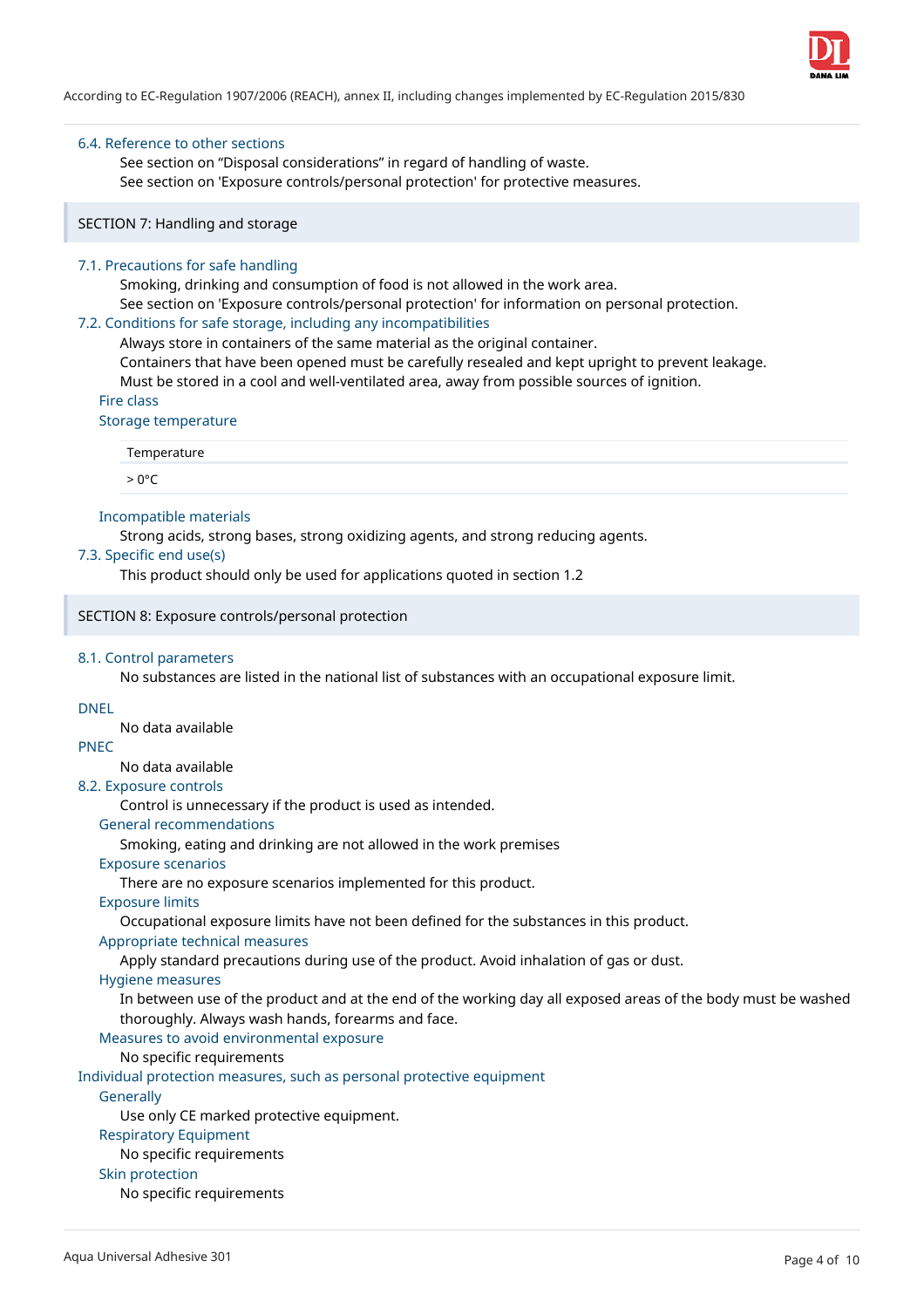### 6.4. Reference to other sections

See section on “Disposal considerations” in regard of handling of waste.
See section on 'Exposure controls/personal protection' for protective measures.

## SECTION 7: Handling and storage

### 7.1. Precautions for safe handling

Smoking, drinking and consumption of food is not allowed in the work area.
See section on 'Exposure controls/personal protection' for information on personal protection.

### 7.2. Conditions for safe storage, including any incompatibilities

Always store in containers of the same material as the original container.
Containers that have been opened must be carefully resealed and kept upright to prevent leakage.
Must be stored in a cool and well-ventilated area, away from possible sources of ignition.

#### Fire class

#### Storage temperature

| Temperature |
| --- |
| > 0°C |

#### Incompatible materials

Strong acids, strong bases, strong oxidizing agents, and strong reducing agents.

### 7.3. Specific end use(s)

This product should only be used for applications quoted in section 1.2

## SECTION 8: Exposure controls/personal protection

### 8.1. Control parameters

No substances are listed in the national list of substances with an occupational exposure limit.

### DNEL

No data available

### PNEC

No data available

### 8.2. Exposure controls

Control is unnecessary if the product is used as intended.

#### General recommendations

Smoking, eating and drinking are not allowed in the work premises

#### Exposure scenarios

There are no exposure scenarios implemented for this product.

#### Exposure limits

Occupational exposure limits have not been defined for the substances in this product.

#### Appropriate technical measures

Apply standard precautions during use of the product. Avoid inhalation of gas or dust.

#### Hygiene measures

In between use of the product and at the end of the working day all exposed areas of the body must be washed thoroughly. Always wash hands, forearms and face.

#### Measures to avoid environmental exposure

No specific requirements

### Individual protection measures, such as personal protective equipment

#### Generally

Use only CE marked protective equipment.

#### Respiratory Equipment

No specific requirements

#### Skin protection

No specific requirements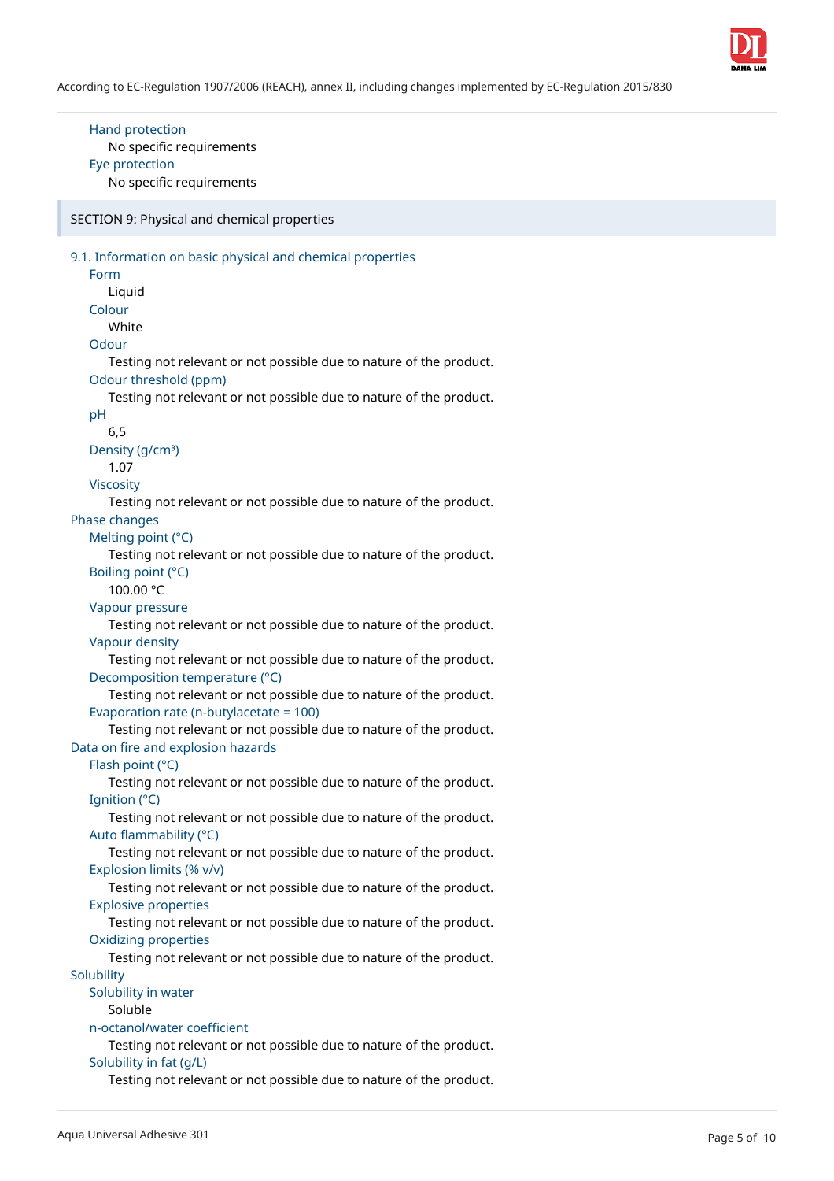### Hand protection

No specific requirements

### Eye protection

No specific requirements

## SECTION 9: Physical and chemical properties

### 9.1. Information on basic physical and chemical properties

**Form**

Liquid

**Colour**

White

**Odour**

Testing not relevant or not possible due to nature of the product.

**Odour threshold (ppm)**

Testing not relevant or not possible due to nature of the product.

**pH**

6,5

**Density (g/cm³)**

1.07

**Viscosity**

Testing not relevant or not possible due to nature of the product.

### Phase changes

**Melting point (°C)**

Testing not relevant or not possible due to nature of the product.

**Boiling point (°C)**

100.00 °C

**Vapour pressure**

Testing not relevant or not possible due to nature of the product.

**Vapour density**

Testing not relevant or not possible due to nature of the product.

**Decomposition temperature (°C)**

Testing not relevant or not possible due to nature of the product.

**Evaporation rate (n-butylacetate = 100)**

Testing not relevant or not possible due to nature of the product.

### Data on fire and explosion hazards

**Flash point (°C)**

Testing not relevant or not possible due to nature of the product.

**Ignition (°C)**

Testing not relevant or not possible due to nature of the product.

**Auto flammability (°C)**

Testing not relevant or not possible due to nature of the product.

**Explosion limits (% v/v)**

Testing not relevant or not possible due to nature of the product.

**Explosive properties**

Testing not relevant or not possible due to nature of the product.

**Oxidizing properties**

Testing not relevant or not possible due to nature of the product.

### Solubility

**Solubility in water**

Soluble

**n-octanol/water coefficient**

Testing not relevant or not possible due to nature of the product.

**Solubility in fat (g/L)**

Testing not relevant or not possible due to nature of the product.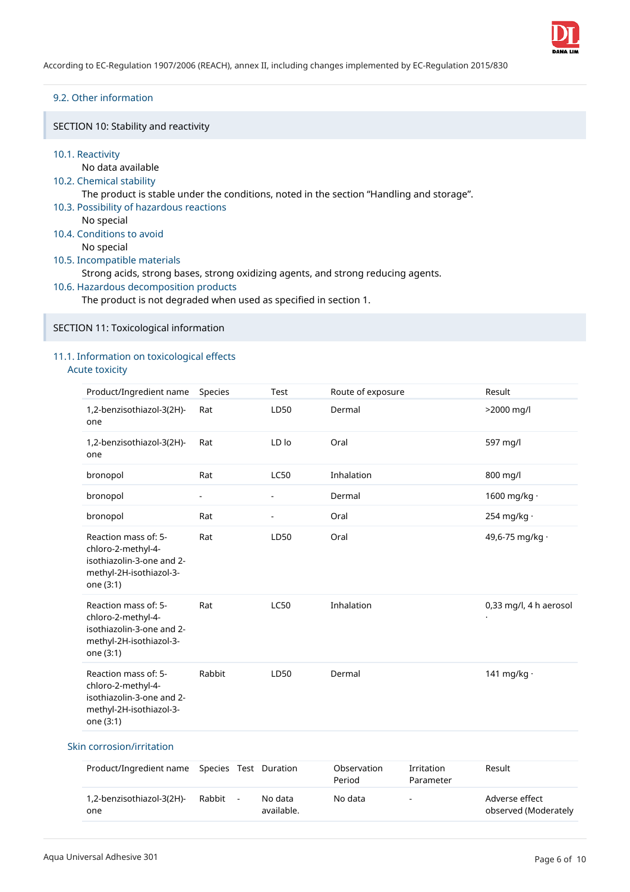### 9.2. Other information

## SECTION 10: Stability and reactivity

### 10.1. Reactivity

No data available

### 10.2. Chemical stability

The product is stable under the conditions, noted in the section “Handling and storage”.

### 10.3. Possibility of hazardous reactions

No special

### 10.4. Conditions to avoid

No special

### 10.5. Incompatible materials

Strong acids, strong bases, strong oxidizing agents, and strong reducing agents.

### 10.6. Hazardous decomposition products

The product is not degraded when used as specified in section 1.

## SECTION 11: Toxicological information

### 11.1. Information on toxicological effects

#### Acute toxicity

| Product/Ingredient name | Species | Test | Route of exposure | Result |
|---|---|---|---|---|
| 1,2-benzisothiazol-3(2H)-one | Rat | LD50 | Dermal | >2000 mg/l |
| 1,2-benzisothiazol-3(2H)-one | Rat | LD lo | Oral | 597 mg/l |
| bronopol | Rat | LC50 | Inhalation | 800 mg/l |
| bronopol | - | - | Dermal | 1600 mg/kg · |
| bronopol | Rat | - | Oral | 254 mg/kg · |
| Reaction mass of: 5-chloro-2-methyl-4-isothiazolin-3-one and 2-methyl-2H-isothiazol-3-one (3:1) | Rat | LD50 | Oral | 49,6-75 mg/kg · |
| Reaction mass of: 5-chloro-2-methyl-4-isothiazolin-3-one and 2-methyl-2H-isothiazol-3-one (3:1) | Rat | LC50 | Inhalation | 0,33 mg/l, 4 h aerosol · |
| Reaction mass of: 5-chloro-2-methyl-4-isothiazolin-3-one and 2-methyl-2H-isothiazol-3-one (3:1) | Rabbit | LD50 | Dermal | 141 mg/kg · |

#### Skin corrosion/irritation

| Product/Ingredient name | Species | Test | Duration | Observation Period | Irritation Parameter | Result |
|---|---|---|---|---|---|---|
| 1,2-benzisothiazol-3(2H)-one | Rabbit | - | No data available. | No data | - | Adverse effect observed (Moderately |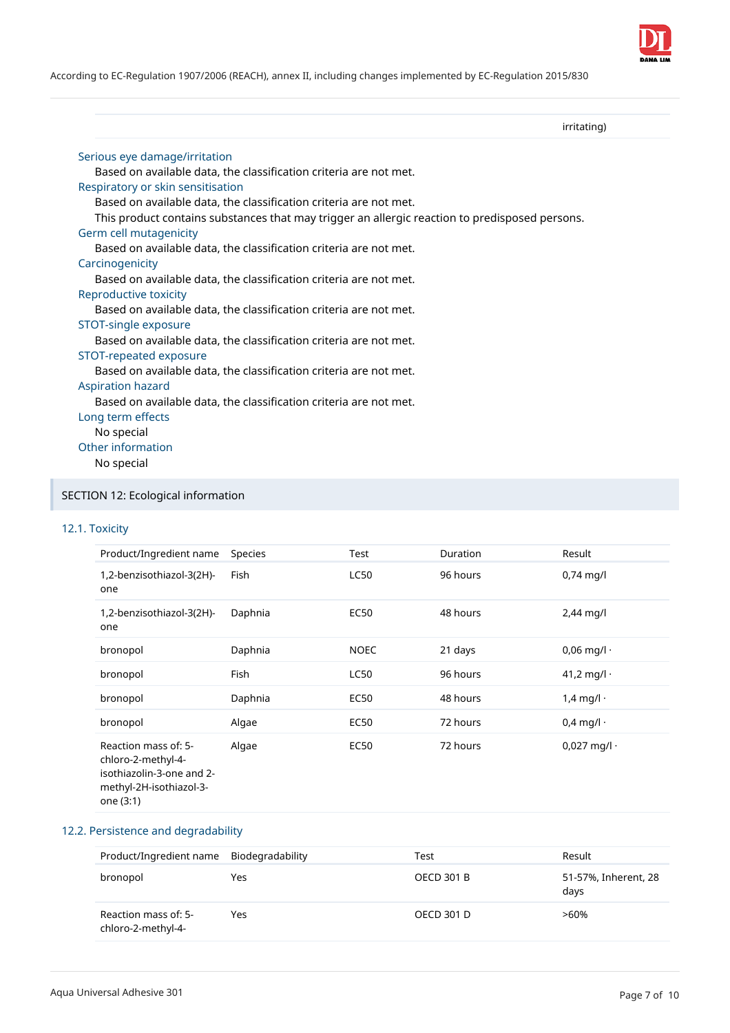| | irritating) |
|---|---|

### Serious eye damage/irritation

Based on available data, the classification criteria are not met.

### Respiratory or skin sensitisation

Based on available data, the classification criteria are not met.

This product contains substances that may trigger an allergic reaction to predisposed persons.

### Germ cell mutagenicity

Based on available data, the classification criteria are not met.

### Carcinogenicity

Based on available data, the classification criteria are not met.

### Reproductive toxicity

Based on available data, the classification criteria are not met.

### STOT-single exposure

Based on available data, the classification criteria are not met.

### STOT-repeated exposure

Based on available data, the classification criteria are not met.

### Aspiration hazard

Based on available data, the classification criteria are not met.

### Long term effects

No special

### Other information

No special

## SECTION 12: Ecological information

### 12.1. Toxicity

| Product/Ingredient name | Species | Test | Duration | Result |
|---|---|---|---|---|
| 1,2-benzisothiazol-3(2H)-one | Fish | LC50 | 96 hours | 0,74 mg/l |
| 1,2-benzisothiazol-3(2H)-one | Daphnia | EC50 | 48 hours | 2,44 mg/l |
| bronopol | Daphnia | NOEC | 21 days | 0,06 mg/l · |
| bronopol | Fish | LC50 | 96 hours | 41,2 mg/l · |
| bronopol | Daphnia | EC50 | 48 hours | 1,4 mg/l · |
| bronopol | Algae | EC50 | 72 hours | 0,4 mg/l · |
| Reaction mass of: 5-chloro-2-methyl-4-isothiazolin-3-one and 2-methyl-2H-isothiazol-3-one (3:1) | Algae | EC50 | 72 hours | 0,027 mg/l · |

### 12.2. Persistence and degradability

| Product/Ingredient name | Biodegradability | Test | Result |
|---|---|---|---|
| bronopol | Yes | OECD 301 B | 51-57%, Inherent, 28 days |
| Reaction mass of: 5-chloro-2-methyl-4- | Yes | OECD 301 D | >60% |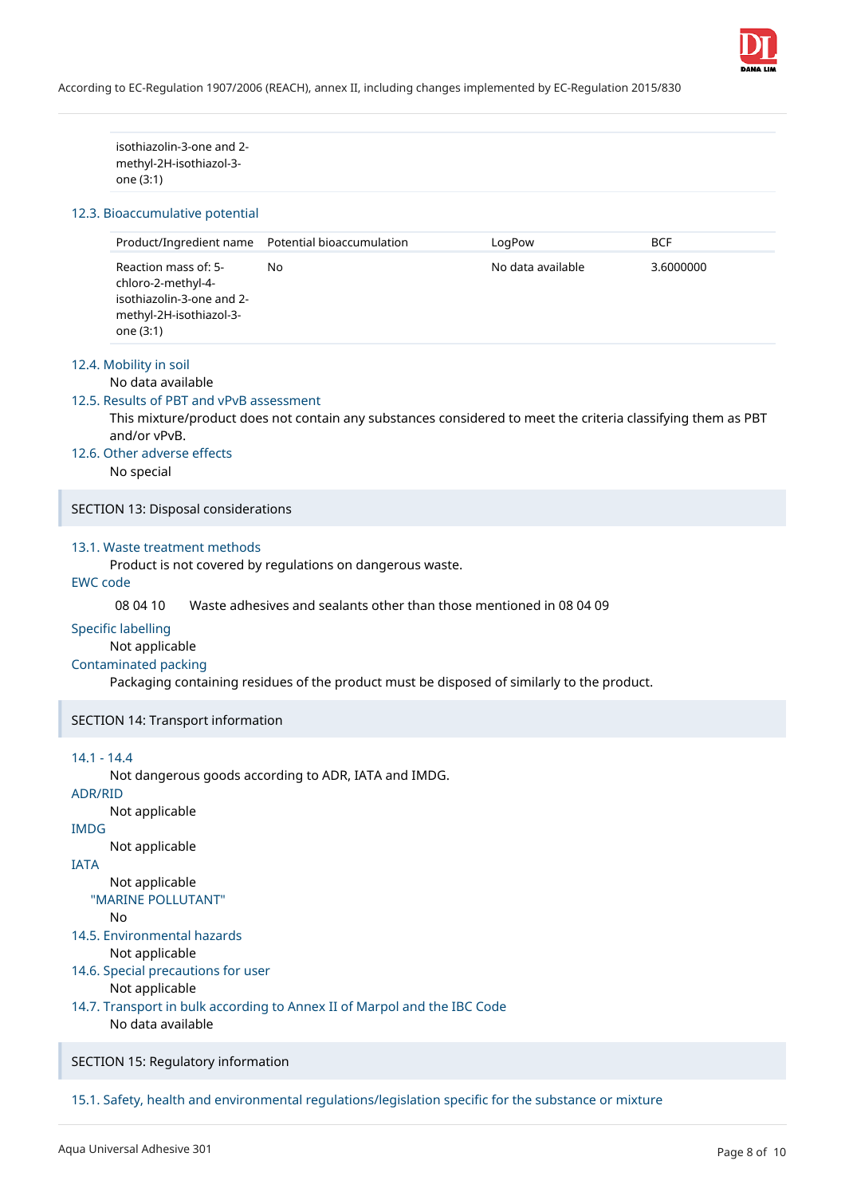| isothiazolin-3-one and 2-methyl-2H-isothiazol-3-one (3:1) |
|---|

### 12.3. Bioaccumulative potential

| Product/Ingredient name | Potential bioaccumulation | LogPow | BCF |
|---|---|---|---|
| Reaction mass of: 5-chloro-2-methyl-4-isothiazolin-3-one and 2-methyl-2H-isothiazol-3-one (3:1) | No | No data available | 3.6000000 |

### 12.4. Mobility in soil

No data available

### 12.5. Results of PBT and vPvB assessment

This mixture/product does not contain any substances considered to meet the criteria classifying them as PBT and/or vPvB.

### 12.6. Other adverse effects

No special

## SECTION 13: Disposal considerations

### 13.1. Waste treatment methods

Product is not covered by regulations on dangerous waste.

### EWC code

08 04 10 Waste adhesives and sealants other than those mentioned in 08 04 09

### Specific labelling

Not applicable

### Contaminated packing

Packaging containing residues of the product must be disposed of similarly to the product.

## SECTION 14: Transport information

### 14.1 - 14.4

Not dangerous goods according to ADR, IATA and IMDG.

### ADR/RID

Not applicable

### IMDG

Not applicable

### IATA

Not applicable

#### "MARINE POLLUTANT"

No

### 14.5. Environmental hazards

Not applicable

### 14.6. Special precautions for user

Not applicable

### 14.7. Transport in bulk according to Annex II of Marpol and the IBC Code

No data available

## SECTION 15: Regulatory information

### 15.1. Safety, health and environmental regulations/legislation specific for the substance or mixture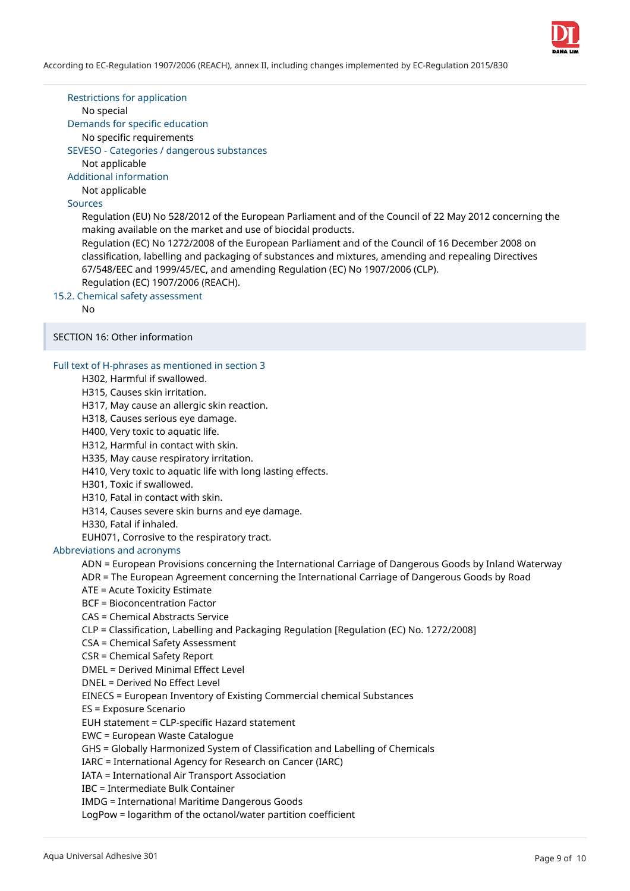#### Restrictions for application

No special

#### Demands for specific education

No specific requirements

#### SEVESO - Categories / dangerous substances

Not applicable

#### Additional information

Not applicable

#### Sources

Regulation (EU) No 528/2012 of the European Parliament and of the Council of 22 May 2012 concerning the making available on the market and use of biocidal products.
Regulation (EC) No 1272/2008 of the European Parliament and of the Council of 16 December 2008 on classification, labelling and packaging of substances and mixtures, amending and repealing Directives 67/548/EEC and 1999/45/EC, and amending Regulation (EC) No 1907/2006 (CLP).
Regulation (EC) 1907/2006 (REACH).

### 15.2. Chemical safety assessment

No

## SECTION 16: Other information

### Full text of H-phrases as mentioned in section 3

H302, Harmful if swallowed.
H315, Causes skin irritation.
H317, May cause an allergic skin reaction.
H318, Causes serious eye damage.
H400, Very toxic to aquatic life.
H312, Harmful in contact with skin.
H335, May cause respiratory irritation.
H410, Very toxic to aquatic life with long lasting effects.
H301, Toxic if swallowed.
H310, Fatal in contact with skin.
H314, Causes severe skin burns and eye damage.
H330, Fatal if inhaled.
EUH071, Corrosive to the respiratory tract.

### Abbreviations and acronyms

ADN = European Provisions concerning the International Carriage of Dangerous Goods by Inland Waterway
ADR = The European Agreement concerning the International Carriage of Dangerous Goods by Road
ATE = Acute Toxicity Estimate
BCF = Bioconcentration Factor
CAS = Chemical Abstracts Service
CLP = Classification, Labelling and Packaging Regulation [Regulation (EC) No. 1272/2008]
CSA = Chemical Safety Assessment
CSR = Chemical Safety Report
DMEL = Derived Minimal Effect Level
DNEL = Derived No Effect Level
EINECS = European Inventory of Existing Commercial chemical Substances
ES = Exposure Scenario
EUH statement = CLP-specific Hazard statement
EWC = European Waste Catalogue
GHS = Globally Harmonized System of Classification and Labelling of Chemicals
IARC = International Agency for Research on Cancer (IARC)
IATA = International Air Transport Association
IBC = Intermediate Bulk Container
IMDG = International Maritime Dangerous Goods
LogPow = logarithm of the octanol/water partition coefficient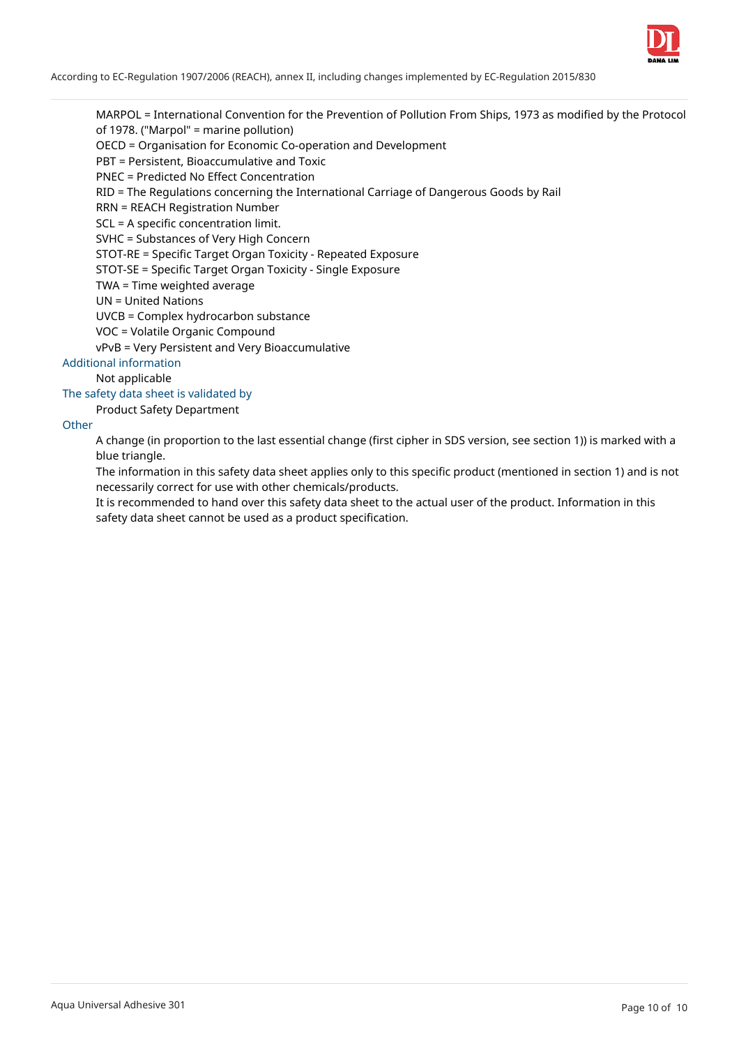MARPOL = International Convention for the Prevention of Pollution From Ships, 1973 as modified by the Protocol of 1978. ("Marpol" = marine pollution)
OECD = Organisation for Economic Co-operation and Development
PBT = Persistent, Bioaccumulative and Toxic
PNEC = Predicted No Effect Concentration
RID = The Regulations concerning the International Carriage of Dangerous Goods by Rail
RRN = REACH Registration Number
SCL = A specific concentration limit.
SVHC = Substances of Very High Concern
STOT-RE = Specific Target Organ Toxicity - Repeated Exposure
STOT-SE = Specific Target Organ Toxicity - Single Exposure
TWA = Time weighted average
UN = United Nations
UVCB = Complex hydrocarbon substance
VOC = Volatile Organic Compound
vPvB = Very Persistent and Very Bioaccumulative

### Additional information

Not applicable

### The safety data sheet is validated by

Product Safety Department

### Other

A change (in proportion to the last essential change (first cipher in SDS version, see section 1)) is marked with a blue triangle.
The information in this safety data sheet applies only to this specific product (mentioned in section 1) and is not necessarily correct for use with other chemicals/products.
It is recommended to hand over this safety data sheet to the actual user of the product. Information in this safety data sheet cannot be used as a product specification.